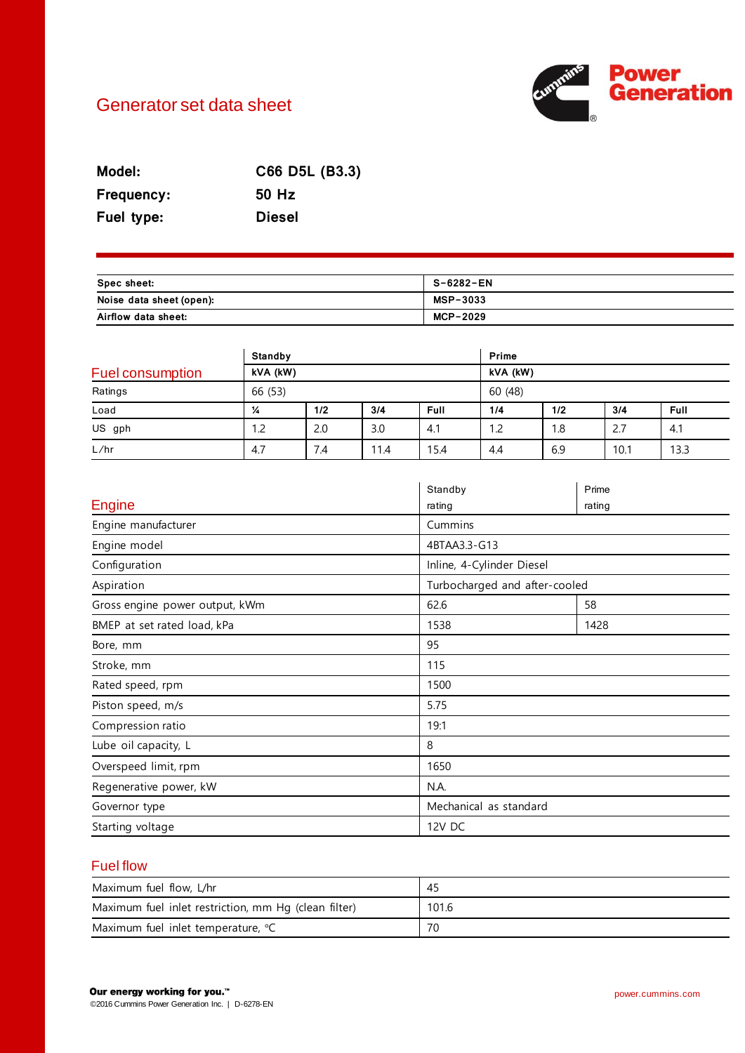# Generator set data sheet

**Model:** C66 D5L (B3.3)
**Frequency:** 50 Hz
**Fuel type:** Diesel

| | |
|---|---|
| **Spec sheet:** | **S-6282-EN** |
| **Noise data sheet (open):** | **MSP-3033** |
| **Airflow data sheet:** | **MCP-2029** |

## Fuel consumption

| | Standby | | | | Prime | | | |
|---|---|---|---|---|---|---|---|---|
| | kVA (kW) | | | | kVA (kW) | | | |
| Ratings | 66 (53) | | | | 60 (48) | | | |
| Load | ¼ | 1/2 | 3/4 | Full | 1/4 | 1/2 | 3/4 | Full |
| US gph | 1.2 | 2.0 | 3.0 | 4.1 | 1.2 | 1.8 | 2.7 | 4.1 |
| L/hr | 4.7 | 7.4 | 11.4 | 15.4 | 4.4 | 6.9 | 10.1 | 13.3 |

## Engine

| Engine | Standby rating | Prime rating |
|---|---|---|
| Engine manufacturer | Cummins | |
| Engine model | 4BTAA3.3-G13 | |
| Configuration | Inline, 4-Cylinder Diesel | |
| Aspiration | Turbocharged and after-cooled | |
| Gross engine power output, kWm | 62.6 | 58 |
| BMEP at set rated load, kPa | 1538 | 1428 |
| Bore, mm | 95 | |
| Stroke, mm | 115 | |
| Rated speed, rpm | 1500 | |
| Piston speed, m/s | 5.75 | |
| Compression ratio | 19:1 | |
| Lube oil capacity, L | 8 | |
| Overspeed limit, rpm | 1650 | |
| Regenerative power, kW | N.A. | |
| Governor type | Mechanical as standard | |
| Starting voltage | 12V DC | |

## Fuel flow

| | |
|---|---|
| Maximum fuel flow, L/hr | 45 |
| Maximum fuel inlet restriction, mm Hg (clean filter) | 101.6 |
| Maximum fuel inlet temperature, °C | 70 |

**Our energy working for you.™**
©2016 Cummins Power Generation Inc. | D-6278-EN

power.cummins.com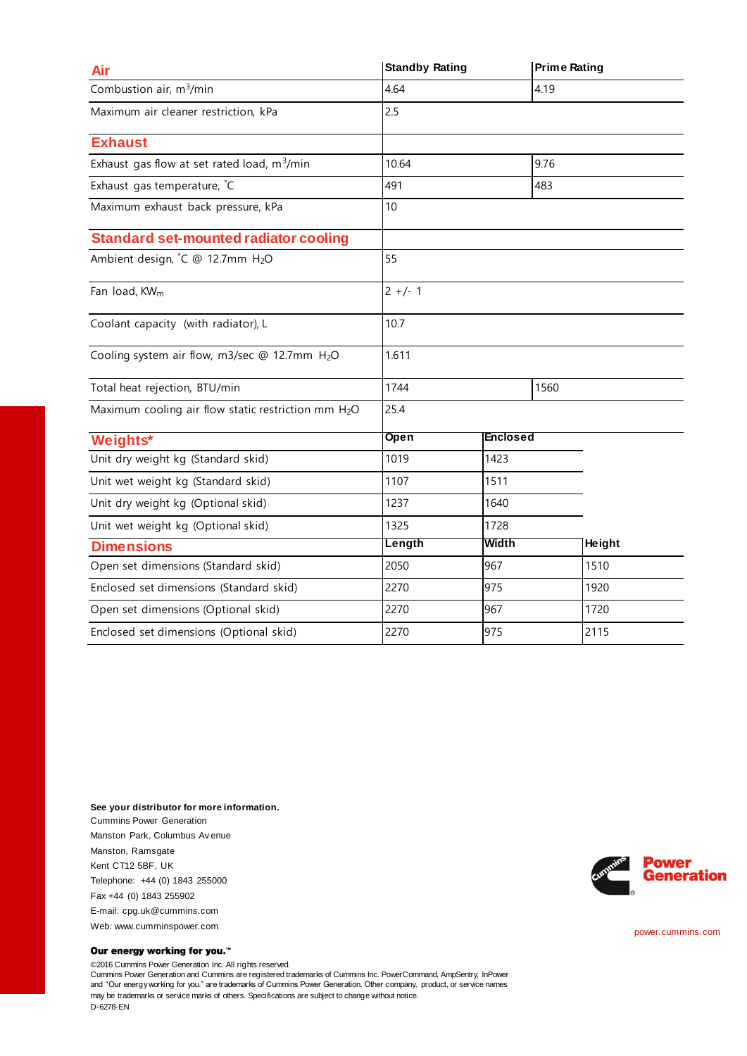| Air | Standby Rating | Prime Rating |
|---|---|---|
| Combustion air, $m^3$/min | 4.64 | 4.19 |
| Maximum air cleaner restriction, kPa | 2.5 | |

| Exhaust | Standby Rating | Prime Rating |
|---|---|---|
| Exhaust gas flow at set rated load, $m^3$/min | 10.64 | 9.76 |
| Exhaust gas temperature, ˚C | 491 | 483 |
| Maximum exhaust back pressure, kPa | 10 | |

| Standard set-mounted radiator cooling | Standby Rating | Prime Rating |
|---|---|---|
| Ambient design, ˚C @ 12.7mm $H_2O$ | 55 | |
| Fan load, $KW_m$ | 2 +/- 1 | |
| Coolant capacity (with radiator), L | 10.7 | |
| Cooling system air flow, m3/sec @ 12.7mm $H_2O$ | 1.611 | |
| Total heat rejection, BTU/min | 1744 | 1560 |
| Maximum cooling air flow static restriction mm $H_2O$ | 25.4 | |

| Weights* | Open | Enclosed |
|---|---|---|
| Unit dry weight kg (Standard skid) | 1019 | 1423 |
| Unit wet weight kg (Standard skid) | 1107 | 1511 |
| Unit dry weight kg (Optional skid) | 1237 | 1640 |
| Unit wet weight kg (Optional skid) | 1325 | 1728 |

| Dimensions | Length | Width | Height |
|---|---|---|---|
| Open set dimensions (Standard skid) | 2050 | 967 | 1510 |
| Enclosed set dimensions (Standard skid) | 2270 | 975 | 1920 |
| Open set dimensions (Optional skid) | 2270 | 967 | 1720 |
| Enclosed set dimensions (Optional skid) | 2270 | 975 | 2115 |

**See your distributor for more information.**

Cummins Power Generation
Manston Park, Columbus Avenue
Manston, Ramsgate
Kent CT12 5BF, UK
Telephone: +44 (0) 1843 255000
Fax +44 (0) 1843 255902
E-mail: cpg.uk@cummins.com
Web: www.cumminspower.com

Power Generation

power.cummins.com

**Our energy working for you.™**

©2016 Cummins Power Generation Inc. All rights reserved.
Cummins Power Generation and Cummins are registered trademarks of Cummins Inc. PowerCommand, AmpSentry, InPower and "Our energy working for you." are trademarks of Cummins Power Generation. Other company, product, or service names may be trademarks or service marks of others. Specifications are subject to change without notice.
D-6278-EN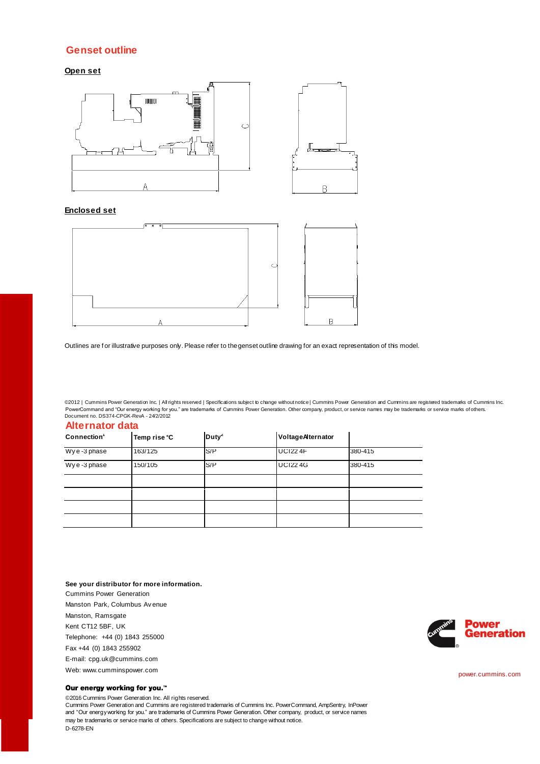## Genset outline

### Open set

### Enclosed set

Outlines are for illustrative purposes only. Please refer to the genset outline drawing for an exact representation of this model.

©2012 | Cummins Power Generation Inc. | All rights reserved | Specifications subject to change without notice | Cummins Power Generation and Cummins are registered trademarks of Cummins Inc. PowerCommand and "Our energy working for you." are trademarks of Cummins Power Generation. Other company, product, or service names may be trademarks or service marks of others.
Document no. DS374-CPGK-RevA - 24/2/2012

## Alternator data

| Connection[1] | Temp rise °C | Duty[2] | Voltage | Alternator |
|---|---|---|---|---|
| Wye -3 phase | 163/125 | S/P | UCI22 4F | 380-415 |
| Wye -3 phase | 150/105 | S/P | UCI22 4G | 380-415 |
| | | | | |
| | | | | |
| | | | | |
| | | | | |

**See your distributor for more information.**

Cummins Power Generation
Manston Park, Columbus Avenue
Manston, Ramsgate
Kent CT12 5BF, UK
Telephone: +44 (0) 1843 255000
Fax +44 (0) 1843 255902
E-mail: cpg.uk@cummins.com
Web: www.cumminspower.com

Power Generation

power.cummins.com

**Our energy working for you.™**

©2016 Cummins Power Generation Inc. All rights reserved.
Cummins Power Generation and Cummins are registered trademarks of Cummins Inc. PowerCommand, AmpSentry, InPower and "Our energy working for you." are trademarks of Cummins Power Generation. Other company, product, or service names may be trademarks or service marks of others. Specifications are subject to change without notice.
D-6278-EN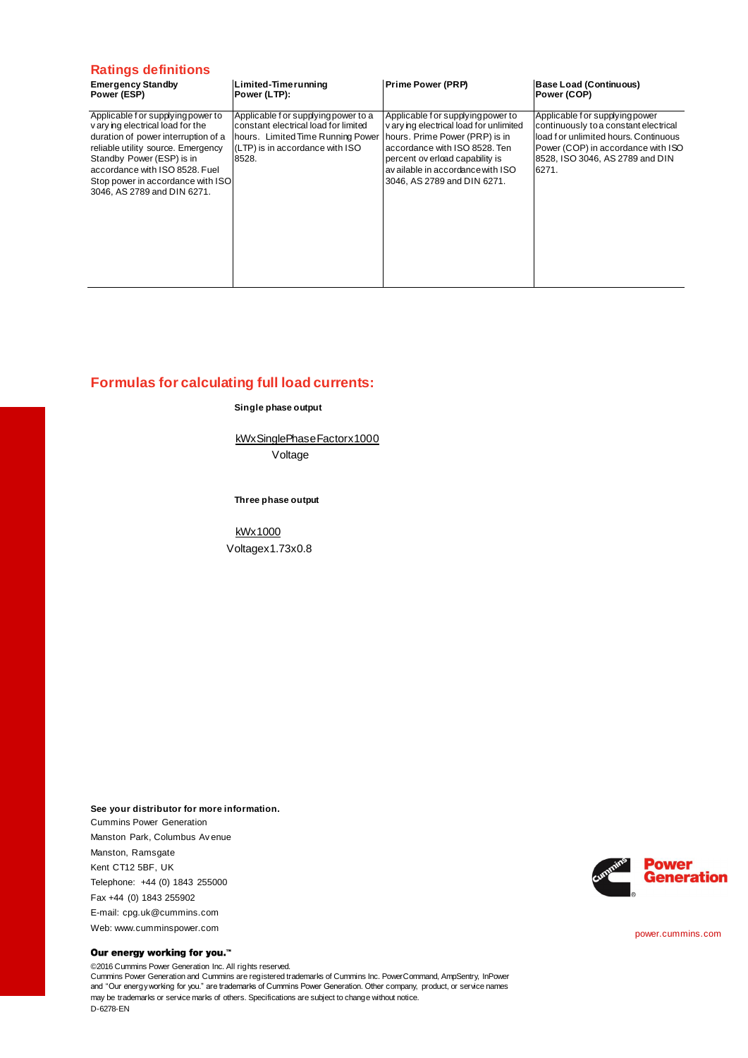## Ratings definitions

| Emergency Standby Power (ESP) | Limited-Time running Power (LTP): | Prime Power (PRP) | Base Load (Continuous) Power (COP) |
|---|---|---|---|
| Applicable for supplying power to varying electrical load for the duration of power interruption of a reliable utility source. Emergency Standby Power (ESP) is in accordance with ISO 8528. Fuel Stop power in accordance with ISO 3046, AS 2789 and DIN 6271. | Applicable for supplying power to a constant electrical load for limited hours. Limited Time Running Power (LTP) is in accordance with ISO 8528. | Applicable for supplying power to varying electrical load for unlimited hours. Prime Power (PRP) is in accordance with ISO 8528. Ten percent overload capability is available in accordance with ISO 3046, AS 2789 and DIN 6271. | Applicable for supplying power continuously to a constant electrical load for unlimited hours. Continuous Power (COP) in accordance with ISO 8528, ISO 3046, AS 2789 and DIN 6271. |

## Formulas for calculating full load currents:

**Single phase output**

$$\frac{kW \times SinglePhaseFactor \times 1000}{Voltage}$$

**Three phase output**

$$\frac{kW \times 1000}{Voltage \times 1.73 \times 0.8}$$

**See your distributor for more information.**
Cummins Power Generation
Manston Park, Columbus Avenue
Manston, Ramsgate
Kent CT12 5BF, UK
Telephone: +44 (0) 1843 255000
Fax +44 (0) 1843 255902
E-mail: cpg.uk@cummins.com
Web: www.cumminspower.com

Power Generation

power.cummins.com

**Our energy working for you.™**

©2016 Cummins Power Generation Inc. All rights reserved.
Cummins Power Generation and Cummins are registered trademarks of Cummins Inc. PowerCommand, AmpSentry, InPower and "Our energy working for you." are trademarks of Cummins Power Generation. Other company, product, or service names may be trademarks or service marks of others. Specifications are subject to change without notice.
D-6278-EN